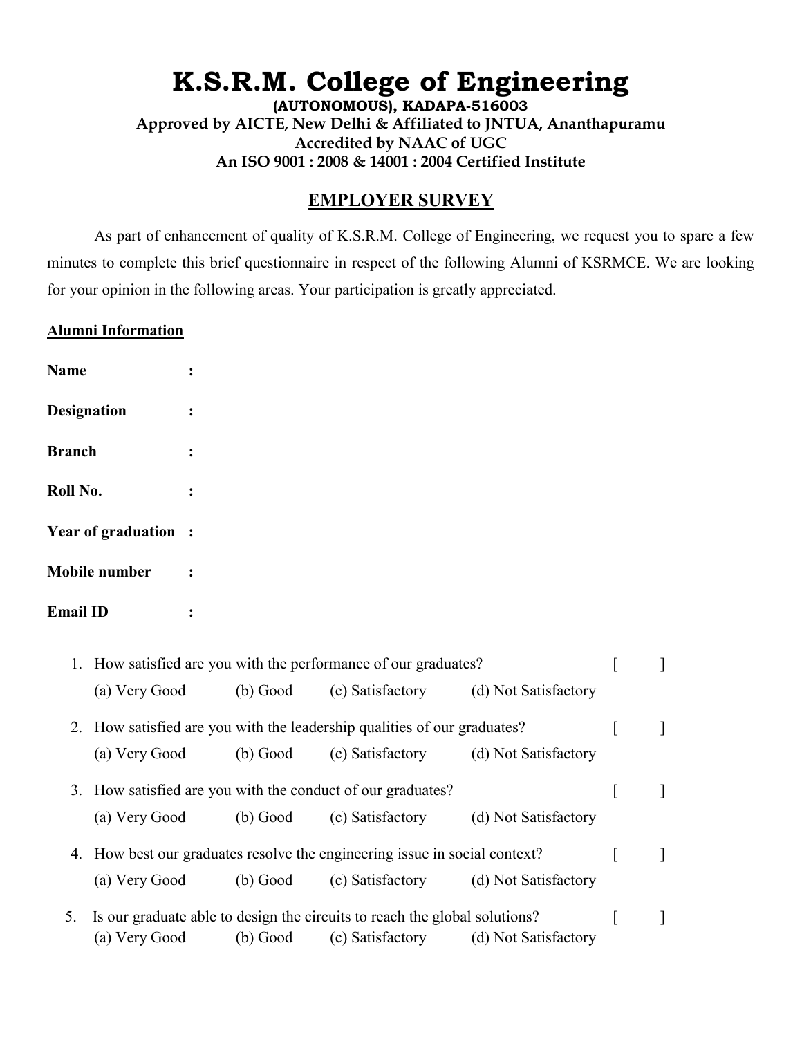# K.S.R.M. College of Engineering

**(AUTONOMOUS), KADAPA-516003**
**Approved by AICTE, New Delhi & Affiliated to JNTUA, Ananthapuramu**
**Accredited by NAAC of UGC**
**An ISO 9001 : 2008 & 14001 : 2004 Certified Institute**

## EMPLOYER SURVEY

As part of enhancement of quality of K.S.R.M. College of Engineering, we request you to spare a few minutes to complete this brief questionnaire in respect of the following Alumni of KSRMCE. We are looking for your opinion in the following areas. Your participation is greatly appreciated.

**Alumni Information**

**Name** :

**Designation** :

**Branch** :

**Roll No.** :

**Year of graduation** :

**Mobile number** :

**Email ID** :

1. How satisfied are you with the performance of our graduates? [ ]
   (a) Very Good (b) Good (c) Satisfactory (d) Not Satisfactory

2. How satisfied are you with the leadership qualities of our graduates? [ ]
   (a) Very Good (b) Good (c) Satisfactory (d) Not Satisfactory

3. How satisfied are you with the conduct of our graduates? [ ]
   (a) Very Good (b) Good (c) Satisfactory (d) Not Satisfactory

4. How best our graduates resolve the engineering issue in social context? [ ]
   (a) Very Good (b) Good (c) Satisfactory (d) Not Satisfactory

5. Is our graduate able to design the circuits to reach the global solutions? [ ]
   (a) Very Good (b) Good (c) Satisfactory (d) Not Satisfactory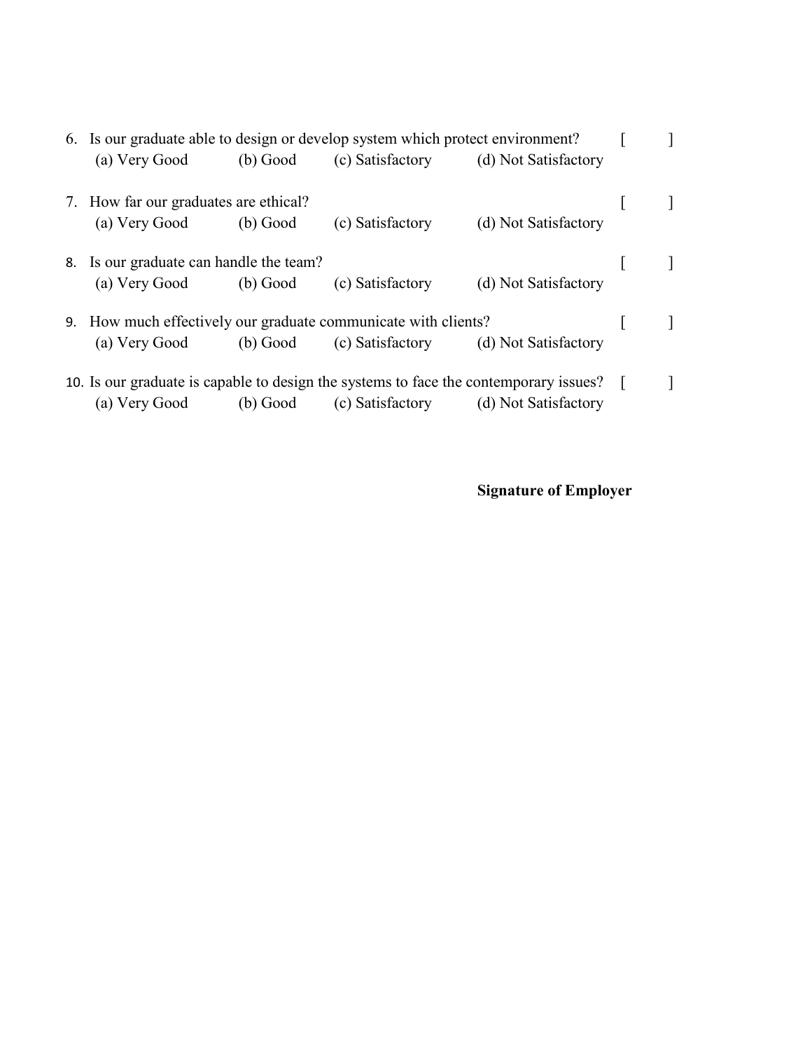6. Is our graduate able to design or develop system which protect environment? [ ]
   (a) Very Good (b) Good (c) Satisfactory (d) Not Satisfactory

7. How far our graduates are ethical? [ ]
   (a) Very Good (b) Good (c) Satisfactory (d) Not Satisfactory

8. Is our graduate can handle the team? [ ]
   (a) Very Good (b) Good (c) Satisfactory (d) Not Satisfactory

9. How much effectively our graduate communicate with clients? [ ]
   (a) Very Good (b) Good (c) Satisfactory (d) Not Satisfactory

10. Is our graduate is capable to design the systems to face the contemporary issues? [ ]
    (a) Very Good (b) Good (c) Satisfactory (d) Not Satisfactory

**Signature of Employer**